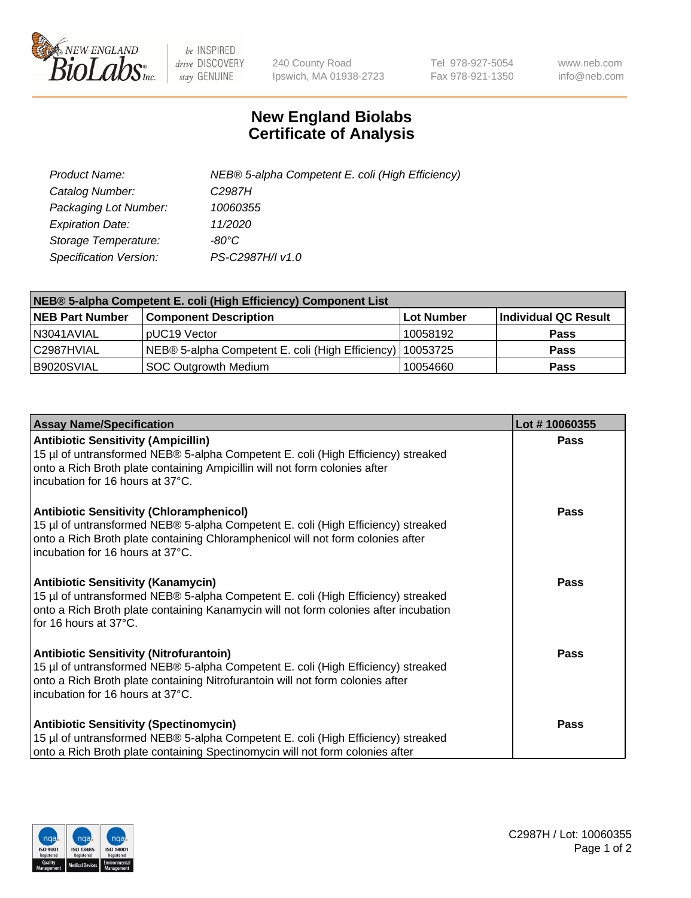# New England Biolabs
# Certificate of Analysis

| | |
|---|---|
| *Product Name:* | *NEB® 5-alpha Competent E. coli (High Efficiency)* |
| *Catalog Number:* | *C2987H* |
| *Packaging Lot Number:* | *10060355* |
| *Expiration Date:* | *11/2020* |
| *Storage Temperature:* | *-80°C* |
| *Specification Version:* | *PS-C2987H/I v1.0* |

| **NEB® 5-alpha Competent E. coli (High Efficiency) Component List** | | | |
|---|---|---|---|
| **NEB Part Number** | **Component Description** | **Lot Number** | **Individual QC Result** |
| N3041AVIAL | pUC19 Vector | 10058192 | **Pass** |
| C2987HVIAL | NEB® 5-alpha Competent E. coli (High Efficiency) | 10053725 | **Pass** |
| B9020SVIAL | SOC Outgrowth Medium | 10054660 | **Pass** |

| **Assay Name/Specification** | **Lot # 10060355** |
|---|---|
| **Antibiotic Sensitivity (Ampicillin)**<br>15 µl of untransformed NEB® 5-alpha Competent E. coli (High Efficiency) streaked onto a Rich Broth plate containing Ampicillin will not form colonies after incubation for 16 hours at 37°C. | **Pass** |
| **Antibiotic Sensitivity (Chloramphenicol)**<br>15 µl of untransformed NEB® 5-alpha Competent E. coli (High Efficiency) streaked onto a Rich Broth plate containing Chloramphenicol will not form colonies after incubation for 16 hours at 37°C. | **Pass** |
| **Antibiotic Sensitivity (Kanamycin)**<br>15 µl of untransformed NEB® 5-alpha Competent E. coli (High Efficiency) streaked onto a Rich Broth plate containing Kanamycin will not form colonies after incubation for 16 hours at 37°C. | **Pass** |
| **Antibiotic Sensitivity (Nitrofurantoin)**<br>15 µl of untransformed NEB® 5-alpha Competent E. coli (High Efficiency) streaked onto a Rich Broth plate containing Nitrofurantoin will not form colonies after incubation for 16 hours at 37°C. | **Pass** |
| **Antibiotic Sensitivity (Spectinomycin)**<br>15 µl of untransformed NEB® 5-alpha Competent E. coli (High Efficiency) streaked onto a Rich Broth plate containing Spectinomycin will not form colonies after | **Pass** |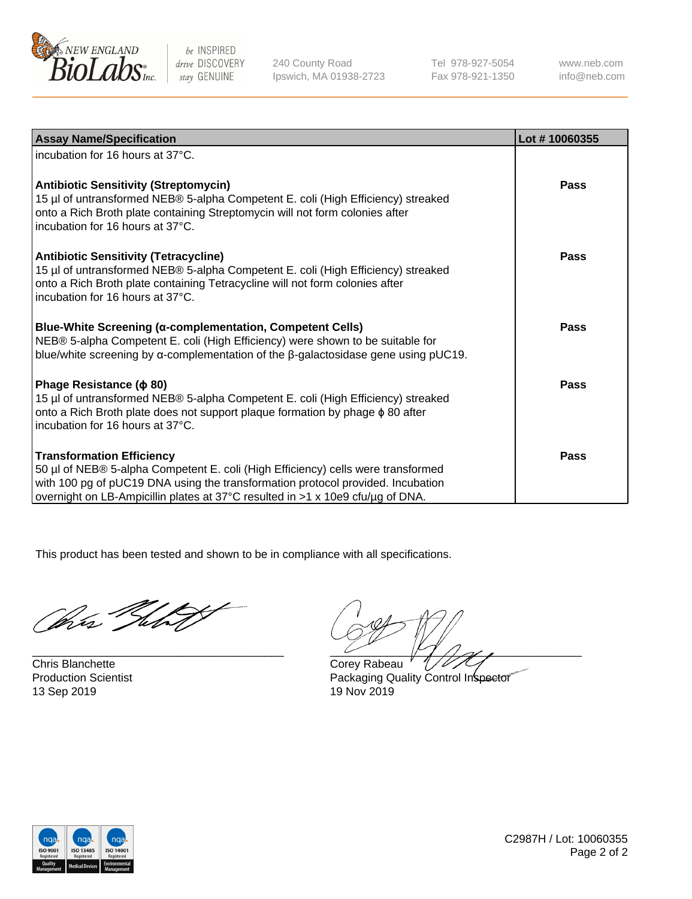| Assay Name/Specification | Lot # 10060355 |
| --- | --- |
| incubation for 16 hours at 37°C. | |
| **Antibiotic Sensitivity (Streptomycin)**<br>15 µl of untransformed NEB® 5-alpha Competent E. coli (High Efficiency) streaked onto a Rich Broth plate containing Streptomycin will not form colonies after incubation for 16 hours at 37°C. | **Pass** |
| **Antibiotic Sensitivity (Tetracycline)**<br>15 µl of untransformed NEB® 5-alpha Competent E. coli (High Efficiency) streaked onto a Rich Broth plate containing Tetracycline will not form colonies after incubation for 16 hours at 37°C. | **Pass** |
| **Blue-White Screening (α-complementation, Competent Cells)**<br>NEB® 5-alpha Competent E. coli (High Efficiency) were shown to be suitable for blue/white screening by α-complementation of the β-galactosidase gene using pUC19. | **Pass** |
| **Phage Resistance (ϕ 80)**<br>15 µl of untransformed NEB® 5-alpha Competent E. coli (High Efficiency) streaked onto a Rich Broth plate does not support plaque formation by phage ϕ 80 after incubation for 16 hours at 37°C. | **Pass** |
| **Transformation Efficiency**<br>50 µl of NEB® 5-alpha Competent E. coli (High Efficiency) cells were transformed with 100 pg of pUC19 DNA using the transformation protocol provided. Incubation overnight on LB-Ampicillin plates at 37°C resulted in >1 x 10e9 cfu/µg of DNA. | **Pass** |

This product has been tested and shown to be in compliance with all specifications.

Chris Blanchette
Production Scientist
13 Sep 2019

Corey Rabeau
Packaging Quality Control Inspector
19 Nov 2019

C2987H / Lot: 10060355